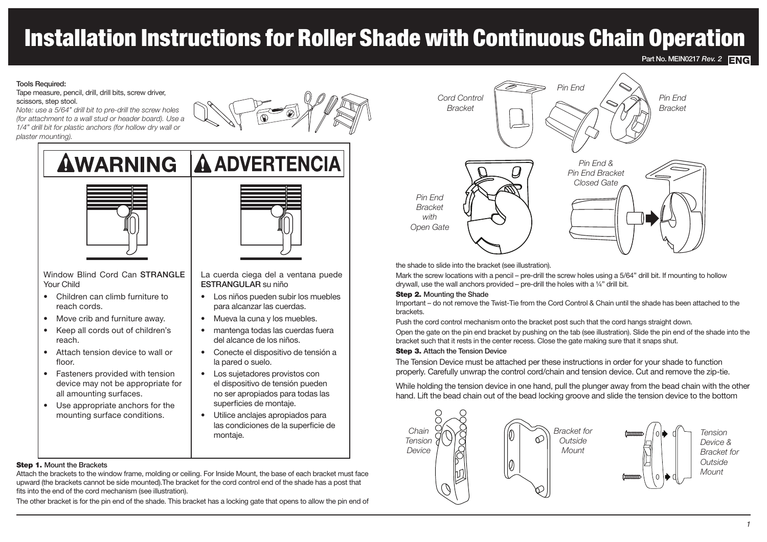# Installation Instructions for Roller Shade with Continuous Chain Operation

Part No. MEIN0217 *Rev. 2* **ENG**

**Tools Required:**
Tape measure, pencil, drill, drill bits, screw driver, scissors, step stool.
*Note: use a 5/64" drill bit to pre-drill the screw holes (for attachment to a wall stud or header board). Use a 1/4" drill bit for plastic anchors (for hollow dry wall or plaster mounting).*

| ⚠ WARNING | ⚠ ADVERTENCIA |
|---|---|
| Window Blind Cord Can **STRANGLE** Your Child | La cuerda ciega del a ventana puede **ESTRANGULAR** su niño |
| • Children can climb furniture to reach cords.<br>• Move crib and furniture away.<br>• Keep all cords out of children's reach.<br>• Attach tension device to wall or floor.<br>• Fasteners provided with tension device may not be appropriate for all amounting surfaces.<br>• Use appropriate anchors for the mounting surface conditions. | • Los niños pueden subir los muebles para alcanzar las cuerdas.<br>• Mueva la cuna y los muebles.<br>• mantenga todas las cuerdas fuera del alcance de los niños.<br>• Conecte el dispositivo de tensión a la pared o suelo.<br>• Los sujetadores provistos con el dispositivo de tensión pueden no ser apropiados para todas las superficies de montaje.<br>• Utilice anclajes apropiados para las condiciones de la superficie de montaje. |

**Step 1.** Mount the Brackets

Attach the brackets to the window frame, molding or ceiling. For Inside Mount, the base of each bracket must face upward (the brackets cannot be side mounted).The bracket for the cord control end of the shade has a post that fits into the end of the cord mechanism (see illustration).

The other bracket is for the pin end of the shade. This bracket has a locking gate that opens to allow the pin end of the shade to slide into the bracket (see illustration).

*Cord Control Bracket* — *Pin End* — *Pin End Bracket*

*Pin End Bracket with Open Gate* — *Pin End & Pin End Bracket Closed Gate*

Mark the screw locations with a pencil – pre-drill the screw holes using a 5/64" drill bit. If mounting to hollow drywall, use the wall anchors provided – pre-drill the holes with a ¼" drill bit.

**Step 2.** Mounting the Shade

Important – do not remove the Twist-Tie from the Cord Control & Chain until the shade has been attached to the brackets.

Push the cord control mechanism onto the bracket post such that the cord hangs straight down.

Open the gate on the pin end bracket by pushing on the tab (see illustration). Slide the pin end of the shade into the bracket such that it rests in the center recess. Close the gate making sure that it snaps shut.

**Step 3.** Attach the Tension Device

The Tension Device must be attached per these instructions in order for your shade to function properly. Carefully unwrap the control cord/chain and tension device. Cut and remove the zip-tie.

While holding the tension device in one hand, pull the plunger away from the bead chain with the other hand. Lift the bead chain out of the bead locking groove and slide the tension device to the bottom

*Chain Tension Device* — *Bracket for Outside Mount* — *Tension Device & Bracket for Outside Mount*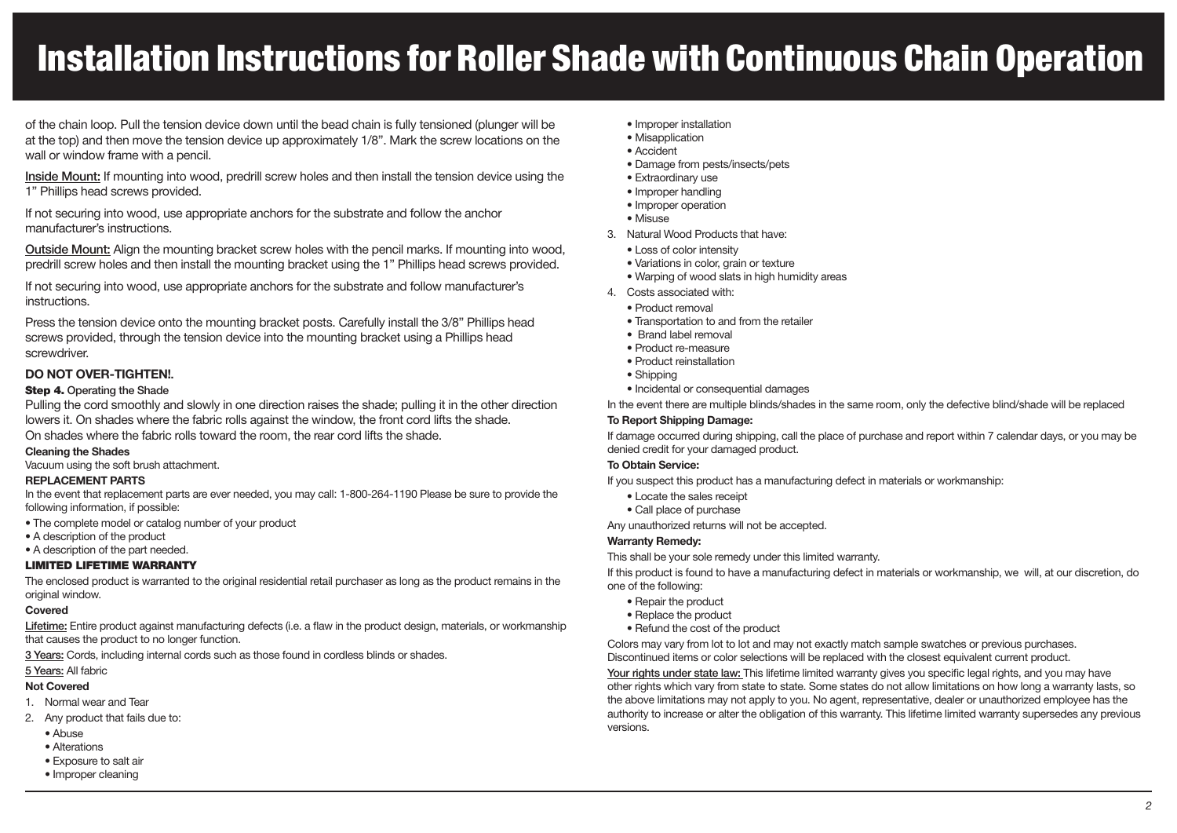# Installation Instructions for Roller Shade with Continuous Chain Operation

of the chain loop. Pull the tension device down until the bead chain is fully tensioned (plunger will be at the top) and then move the tension device up approximately 1/8". Mark the screw locations on the wall or window frame with a pencil.

Inside Mount: If mounting into wood, predrill screw holes and then install the tension device using the 1" Phillips head screws provided.

If not securing into wood, use appropriate anchors for the substrate and follow the anchor manufacturer's instructions.

Outside Mount: Align the mounting bracket screw holes with the pencil marks. If mounting into wood, predrill screw holes and then install the mounting bracket using the 1" Phillips head screws provided.

If not securing into wood, use appropriate anchors for the substrate and follow manufacturer's instructions.

Press the tension device onto the mounting bracket posts. Carefully install the 3/8" Phillips head screws provided, through the tension device into the mounting bracket using a Phillips head screwdriver.

**DO NOT OVER-TIGHTEN!.**

**Step 4.** Operating the Shade

Pulling the cord smoothly and slowly in one direction raises the shade; pulling it in the other direction lowers it. On shades where the fabric rolls against the window, the front cord lifts the shade.
On shades where the fabric rolls toward the room, the rear cord lifts the shade.

**Cleaning the Shades**

Vacuum using the soft brush attachment.

**REPLACEMENT PARTS**

In the event that replacement parts are ever needed, you may call: 1-800-264-1190 Please be sure to provide the following information, if possible:

- The complete model or catalog number of your product
- A description of the product
- A description of the part needed.

**LIMITED LIFETIME WARRANTY**

The enclosed product is warranted to the original residential retail purchaser as long as the product remains in the original window.

**Covered**

Lifetime: Entire product against manufacturing defects (i.e. a flaw in the product design, materials, or workmanship that causes the product to no longer function.

3 Years: Cords, including internal cords such as those found in cordless blinds or shades.

5 Years: All fabric

**Not Covered**

1. Normal wear and Tear
2. Any product that fails due to:
   - Abuse
   - Alterations
   - Exposure to salt air
   - Improper cleaning
   - Improper installation
   - Misapplication
   - Accident
   - Damage from pests/insects/pets
   - Extraordinary use
   - Improper handling
   - Improper operation
   - Misuse
3. Natural Wood Products that have:
   - Loss of color intensity
   - Variations in color, grain or texture
   - Warping of wood slats in high humidity areas
4. Costs associated with:
   - Product removal
   - Transportation to and from the retailer
   - Brand label removal
   - Product re-measure
   - Product reinstallation
   - Shipping
   - Incidental or consequential damages

In the event there are multiple blinds/shades in the same room, only the defective blind/shade will be replaced

**To Report Shipping Damage:**

If damage occurred during shipping, call the place of purchase and report within 7 calendar days, or you may be denied credit for your damaged product.

**To Obtain Service:**

If you suspect this product has a manufacturing defect in materials or workmanship:

- Locate the sales receipt
- Call place of purchase

Any unauthorized returns will not be accepted.

**Warranty Remedy:**

This shall be your sole remedy under this limited warranty.

If this product is found to have a manufacturing defect in materials or workmanship, we will, at our discretion, do one of the following:

- Repair the product
- Replace the product
- Refund the cost of the product

Colors may vary from lot to lot and may not exactly match sample swatches or previous purchases.
Discontinued items or color selections will be replaced with the closest equivalent current product.

Your rights under state law: This lifetime limited warranty gives you specific legal rights, and you may have other rights which vary from state to state. Some states do not allow limitations on how long a warranty lasts, so the above limitations may not apply to you. No agent, representative, dealer or unauthorized employee has the authority to increase or alter the obligation of this warranty. This lifetime limited warranty supersedes any previous versions.